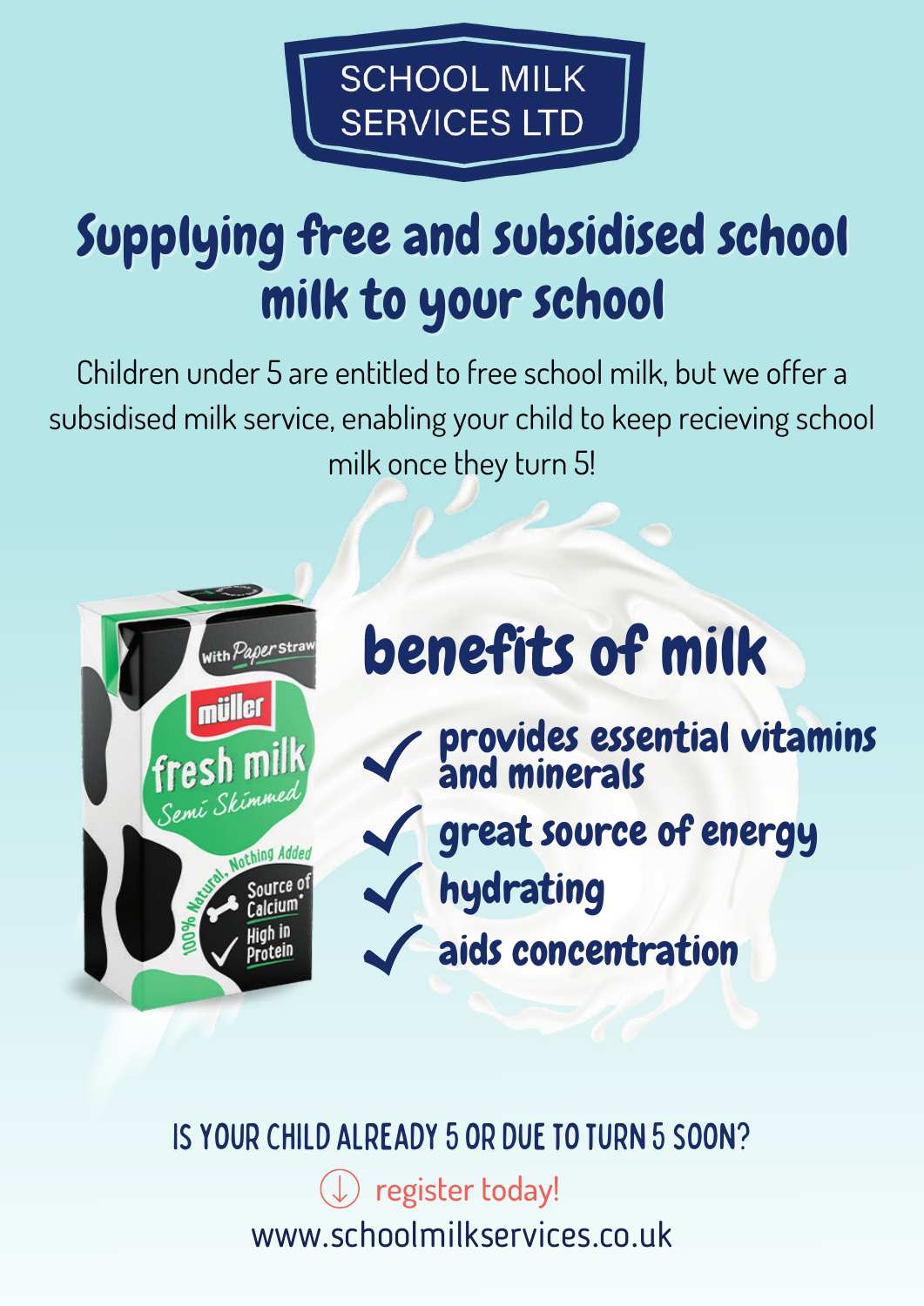SCHOOL MILK SERVICES LTD

# Supplying free and subsidised school milk to your school

Children under 5 are entitled to free school milk, but we offer a subsidised milk service, enabling your child to keep recieving school milk once they turn 5!

## benefits of milk

- ✓ provides essential vitamins and minerals
- ✓ great source of energy
- ✓ hydrating
- ✓ aids concentration

IS YOUR CHILD ALREADY 5 OR DUE TO TURN 5 SOON?

register today!

www.schoolmilkservices.co.uk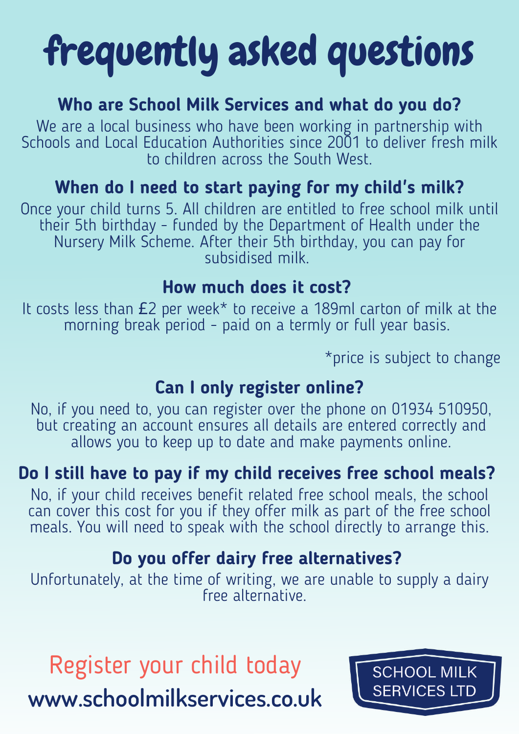# frequently asked questions

### Who are School Milk Services and what do you do?

We are a local business who have been working in partnership with Schools and Local Education Authorities since 2001 to deliver fresh milk to children across the South West.

### When do I need to start paying for my child's milk?

Once your child turns 5. All children are entitled to free school milk until their 5th birthday - funded by the Department of Health under the Nursery Milk Scheme. After their 5th birthday, you can pay for subsidised milk.

### How much does it cost?

It costs less than £2 per week* to receive a 189ml carton of milk at the morning break period - paid on a termly or full year basis.

*price is subject to change

### Can I only register online?

No, if you need to, you can register over the phone on 01934 510950, but creating an account ensures all details are entered correctly and allows you to keep up to date and make payments online.

### Do I still have to pay if my child receives free school meals?

No, if your child receives benefit related free school meals, the school can cover this cost for you if they offer milk as part of the free school meals. You will need to speak with the school directly to arrange this.

### Do you offer dairy free alternatives?

Unfortunately, at the time of writing, we are unable to supply a dairy free alternative.

Register your child today

**www.schoolmilkservices.co.uk**

SCHOOL MILK SERVICES LTD